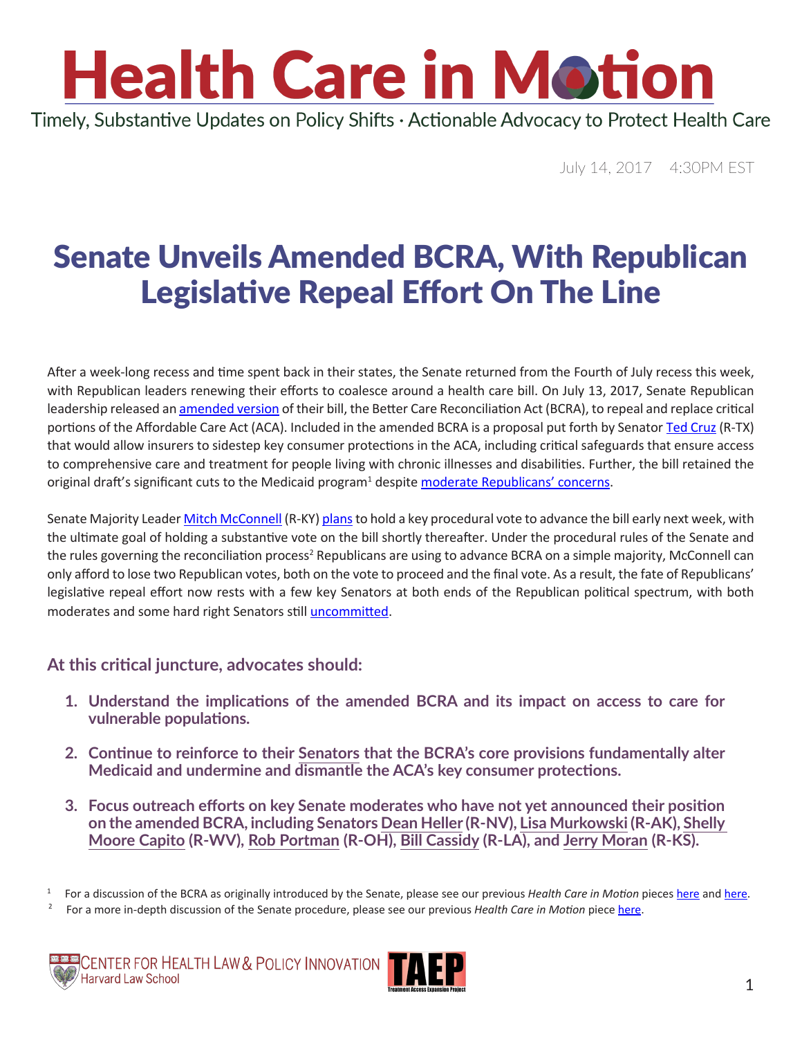# Health Care in Motion

Timely, Substantive Updates on Policy Shifts · Actionable Advocacy to Protect Health Care

July 14, 2017 4:30PM EST

## Senate Unveils Amended BCRA, With Republican Legislative Repeal Effort On The Line

After a week-long recess and time spent back in their states, the Senate returned from the Fourth of July recess this week, with Republican leaders renewing their efforts to coalesce around a health care bill. On July 13, 2017, Senate Republican leadership released an amended version of their bill, the Better Care Reconciliation Act (BCRA), to repeal and replace critical portions of the Affordable Care Act (ACA). Included in the amended BCRA is a proposal put forth by Senator Ted Cruz (R-TX) that would allow insurers to sidestep key consumer protections in the ACA, including critical safeguards that ensure access to comprehensive care and treatment for people living with chronic illnesses and disabilities. Further, the bill retained the original draft's significant cuts to the Medicaid program[1] despite moderate Republicans' concerns.

Senate Majority Leader Mitch McConnell (R-KY) plans to hold a key procedural vote to advance the bill early next week, with the ultimate goal of holding a substantive vote on the bill shortly thereafter. Under the procedural rules of the Senate and the rules governing the reconciliation process[2] Republicans are using to advance BCRA on a simple majority, McConnell can only afford to lose two Republican votes, both on the vote to proceed and the final vote. As a result, the fate of Republicans' legislative repeal effort now rests with a few key Senators at both ends of the Republican political spectrum, with both moderates and some hard right Senators still uncommitted.

### At this critical juncture, advocates should:

1. **Understand the implications of the amended BCRA and its impact on access to care for vulnerable populations.**
2. **Continue to reinforce to their Senators that the BCRA's core provisions fundamentally alter Medicaid and undermine and dismantle the ACA's key consumer protections.**
3. **Focus outreach efforts on key Senate moderates who have not yet announced their position on the amended BCRA, including Senators Dean Heller (R-NV), Lisa Murkowski (R-AK), Shelly Moore Capito (R-WV), Rob Portman (R-OH), Bill Cassidy (R-LA), and Jerry Moran (R-KS).**

---

[1] For a discussion of the BCRA as originally introduced by the Senate, please see our previous *Health Care in Motion* pieces here and here.

[2] For a more in-depth discussion of the Senate procedure, please see our previous *Health Care in Motion* piece here.

Center for Health Law & Policy Innovation, Harvard Law School · TAEP Treatment Access Expansion Project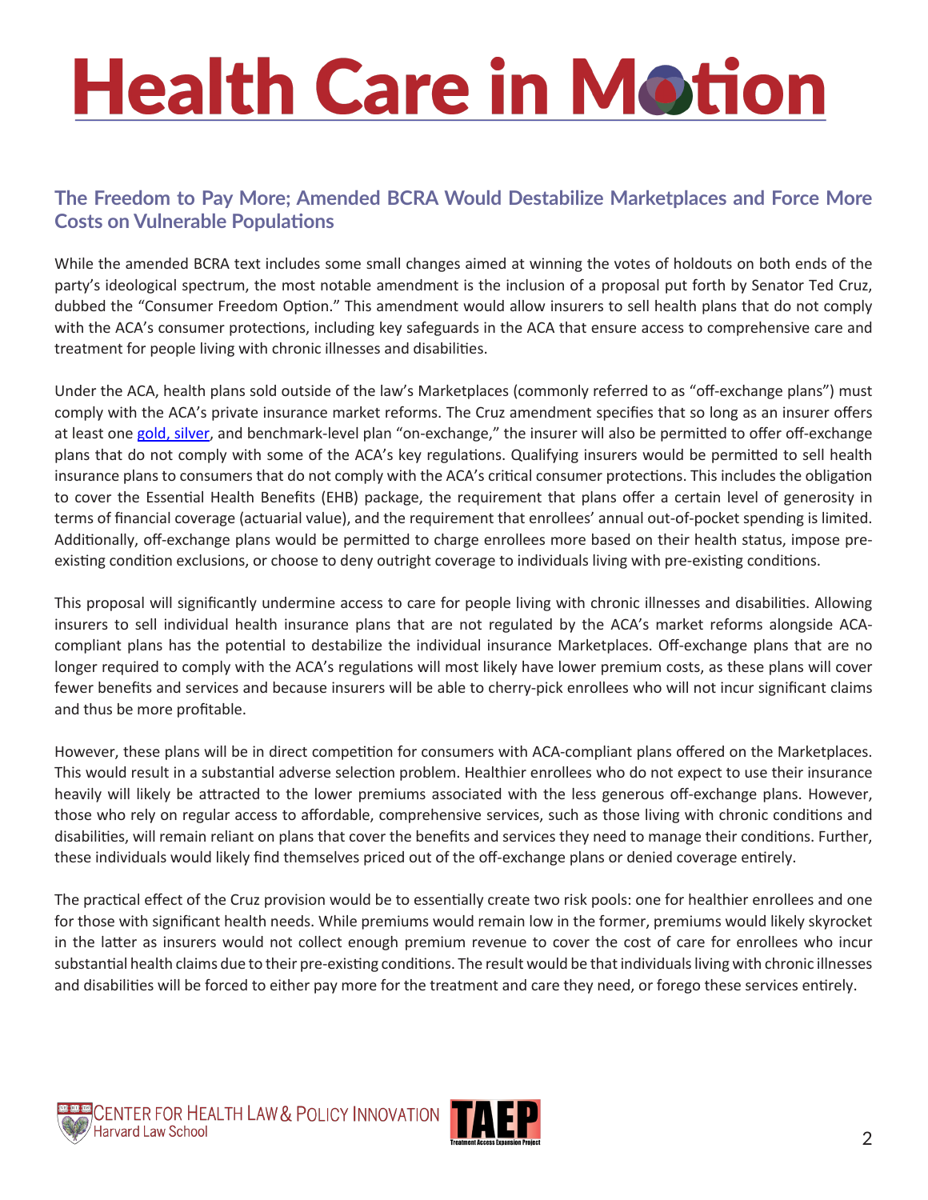## The Freedom to Pay More; Amended BCRA Would Destabilize Marketplaces and Force More Costs on Vulnerable Populations

While the amended BCRA text includes some small changes aimed at winning the votes of holdouts on both ends of the party's ideological spectrum, the most notable amendment is the inclusion of a proposal put forth by Senator Ted Cruz, dubbed the "Consumer Freedom Option." This amendment would allow insurers to sell health plans that do not comply with the ACA's consumer protections, including key safeguards in the ACA that ensure access to comprehensive care and treatment for people living with chronic illnesses and disabilities.

Under the ACA, health plans sold outside of the law's Marketplaces (commonly referred to as "off-exchange plans") must comply with the ACA's private insurance market reforms. The Cruz amendment specifies that so long as an insurer offers at least one gold, silver, and benchmark-level plan "on-exchange," the insurer will also be permitted to offer off-exchange plans that do not comply with some of the ACA's key regulations. Qualifying insurers would be permitted to sell health insurance plans to consumers that do not comply with the ACA's critical consumer protections. This includes the obligation to cover the Essential Health Benefits (EHB) package, the requirement that plans offer a certain level of generosity in terms of financial coverage (actuarial value), and the requirement that enrollees' annual out-of-pocket spending is limited. Additionally, off-exchange plans would be permitted to charge enrollees more based on their health status, impose pre-existing condition exclusions, or choose to deny outright coverage to individuals living with pre-existing conditions.

This proposal will significantly undermine access to care for people living with chronic illnesses and disabilities. Allowing insurers to sell individual health insurance plans that are not regulated by the ACA's market reforms alongside ACA-compliant plans has the potential to destabilize the individual insurance Marketplaces. Off-exchange plans that are no longer required to comply with the ACA's regulations will most likely have lower premium costs, as these plans will cover fewer benefits and services and because insurers will be able to cherry-pick enrollees who will not incur significant claims and thus be more profitable.

However, these plans will be in direct competition for consumers with ACA-compliant plans offered on the Marketplaces. This would result in a substantial adverse selection problem. Healthier enrollees who do not expect to use their insurance heavily will likely be attracted to the lower premiums associated with the less generous off-exchange plans. However, those who rely on regular access to affordable, comprehensive services, such as those living with chronic conditions and disabilities, will remain reliant on plans that cover the benefits and services they need to manage their conditions. Further, these individuals would likely find themselves priced out of the off-exchange plans or denied coverage entirely.

The practical effect of the Cruz provision would be to essentially create two risk pools: one for healthier enrollees and one for those with significant health needs. While premiums would remain low in the former, premiums would likely skyrocket in the latter as insurers would not collect enough premium revenue to cover the cost of care for enrollees who incur substantial health claims due to their pre-existing conditions. The result would be that individuals living with chronic illnesses and disabilities will be forced to either pay more for the treatment and care they need, or forego these services entirely.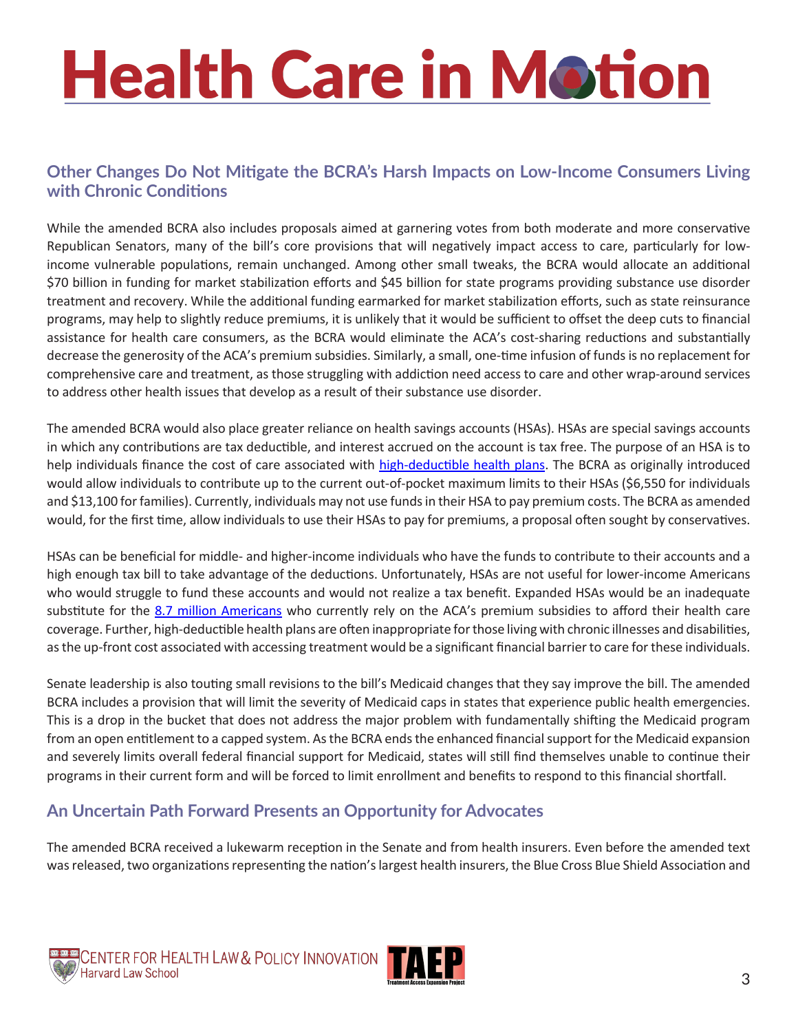## Other Changes Do Not Mitigate the BCRA's Harsh Impacts on Low-Income Consumers Living with Chronic Conditions

While the amended BCRA also includes proposals aimed at garnering votes from both moderate and more conservative Republican Senators, many of the bill's core provisions that will negatively impact access to care, particularly for low-income vulnerable populations, remain unchanged. Among other small tweaks, the BCRA would allocate an additional $70 billion in funding for market stabilization efforts and $45 billion for state programs providing substance use disorder treatment and recovery. While the additional funding earmarked for market stabilization efforts, such as state reinsurance programs, may help to slightly reduce premiums, it is unlikely that it would be sufficient to offset the deep cuts to financial assistance for health care consumers, as the BCRA would eliminate the ACA's cost-sharing reductions and substantially decrease the generosity of the ACA's premium subsidies. Similarly, a small, one-time infusion of funds is no replacement for comprehensive care and treatment, as those struggling with addiction need access to care and other wrap-around services to address other health issues that develop as a result of their substance use disorder.

The amended BCRA would also place greater reliance on health savings accounts (HSAs). HSAs are special savings accounts in which any contributions are tax deductible, and interest accrued on the account is tax free. The purpose of an HSA is to help individuals finance the cost of care associated with high-deductible health plans. The BCRA as originally introduced would allow individuals to contribute up to the current out-of-pocket maximum limits to their HSAs ($6,550 for individuals and $13,100 for families). Currently, individuals may not use funds in their HSA to pay premium costs. The BCRA as amended would, for the first time, allow individuals to use their HSAs to pay for premiums, a proposal often sought by conservatives.

HSAs can be beneficial for middle- and higher-income individuals who have the funds to contribute to their accounts and a high enough tax bill to take advantage of the deductions. Unfortunately, HSAs are not useful for lower-income Americans who would struggle to fund these accounts and would not realize a tax benefit. Expanded HSAs would be an inadequate substitute for the 8.7 million Americans who currently rely on the ACA's premium subsidies to afford their health care coverage. Further, high-deductible health plans are often inappropriate for those living with chronic illnesses and disabilities, as the up-front cost associated with accessing treatment would be a significant financial barrier to care for these individuals.

Senate leadership is also touting small revisions to the bill's Medicaid changes that they say improve the bill. The amended BCRA includes a provision that will limit the severity of Medicaid caps in states that experience public health emergencies. This is a drop in the bucket that does not address the major problem with fundamentally shifting the Medicaid program from an open entitlement to a capped system. As the BCRA ends the enhanced financial support for the Medicaid expansion and severely limits overall federal financial support for Medicaid, states will still find themselves unable to continue their programs in their current form and will be forced to limit enrollment and benefits to respond to this financial shortfall.

## An Uncertain Path Forward Presents an Opportunity for Advocates

The amended BCRA received a lukewarm reception in the Senate and from health insurers. Even before the amended text was released, two organizations representing the nation's largest health insurers, the Blue Cross Blue Shield Association and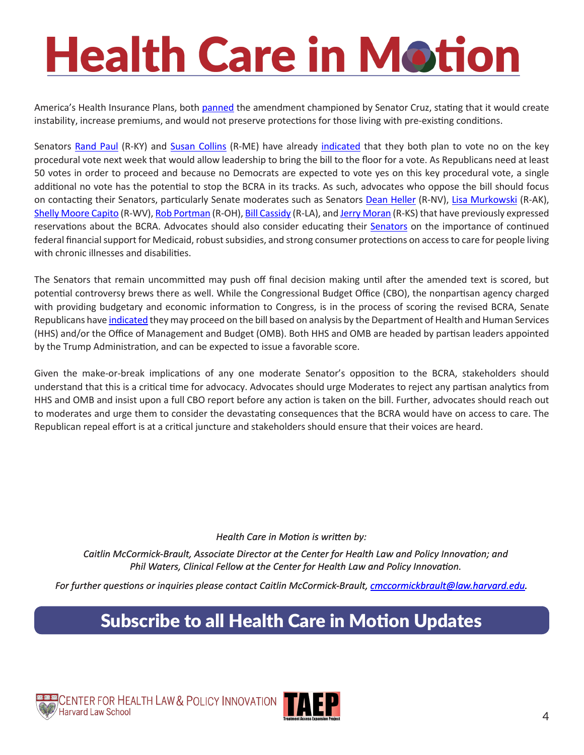America's Health Insurance Plans, both panned the amendment championed by Senator Cruz, stating that it would create instability, increase premiums, and would not preserve protections for those living with pre-existing conditions.

Senators Rand Paul (R-KY) and Susan Collins (R-ME) have already indicated that they both plan to vote no on the key procedural vote next week that would allow leadership to bring the bill to the floor for a vote. As Republicans need at least 50 votes in order to proceed and because no Democrats are expected to vote yes on this key procedural vote, a single additional no vote has the potential to stop the BCRA in its tracks. As such, advocates who oppose the bill should focus on contacting their Senators, particularly Senate moderates such as Senators Dean Heller (R-NV), Lisa Murkowski (R-AK), Shelly Moore Capito (R-WV), Rob Portman (R-OH), Bill Cassidy (R-LA), and Jerry Moran (R-KS) that have previously expressed reservations about the BCRA. Advocates should also consider educating their Senators on the importance of continued federal financial support for Medicaid, robust subsidies, and strong consumer protections on access to care for people living with chronic illnesses and disabilities.

The Senators that remain uncommitted may push off final decision making until after the amended text is scored, but potential controversy brews there as well. While the Congressional Budget Office (CBO), the nonpartisan agency charged with providing budgetary and economic information to Congress, is in the process of scoring the revised BCRA, Senate Republicans have indicated they may proceed on the bill based on analysis by the Department of Health and Human Services (HHS) and/or the Office of Management and Budget (OMB). Both HHS and OMB are headed by partisan leaders appointed by the Trump Administration, and can be expected to issue a favorable score.

Given the make-or-break implications of any one moderate Senator's opposition to the BCRA, stakeholders should understand that this is a critical time for advocacy. Advocates should urge Moderates to reject any partisan analytics from HHS and OMB and insist upon a full CBO report before any action is taken on the bill. Further, advocates should reach out to moderates and urge them to consider the devastating consequences that the BCRA would have on access to care. The Republican repeal effort is at a critical juncture and stakeholders should ensure that their voices are heard.

*Health Care in Motion is written by:*

*Caitlin McCormick-Brault, Associate Director at the Center for Health Law and Policy Innovation; and Phil Waters, Clinical Fellow at the Center for Health Law and Policy Innovation.*

*For further questions or inquiries please contact Caitlin McCormick-Brault, cmccormickbrault@law.harvard.edu.*

**Subscribe to all Health Care in Motion Updates**

Center for Health Law & Policy Innovation, Harvard Law School

TAEP Treatment Access Expansion Project